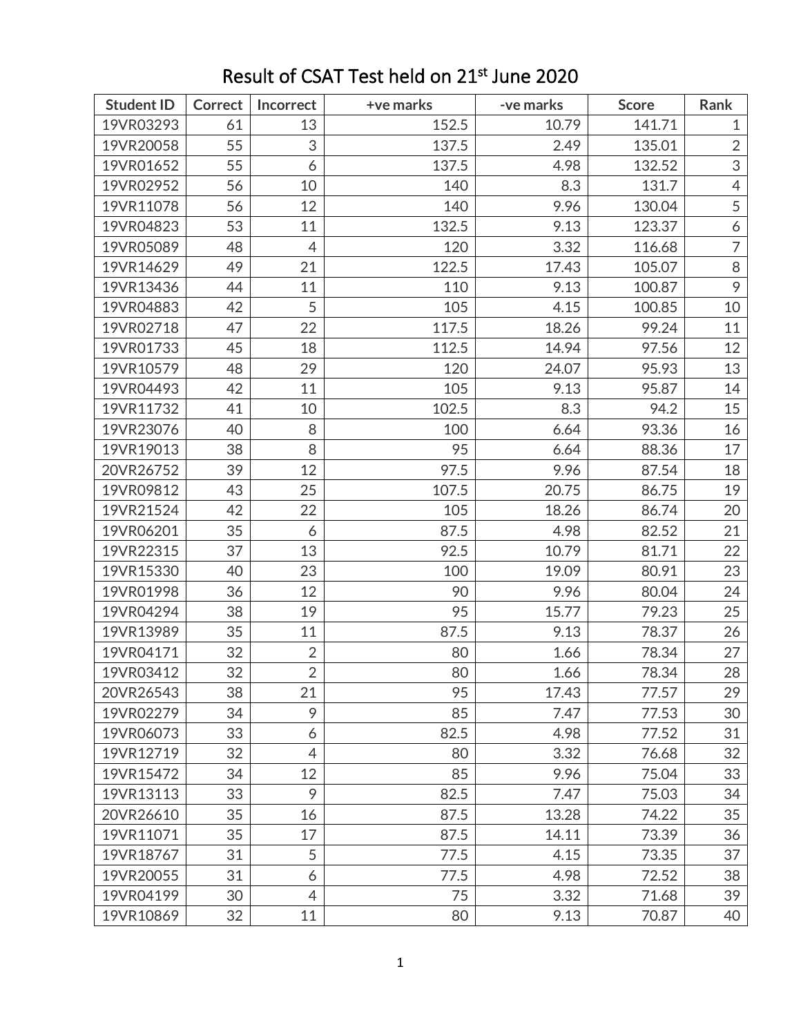# Result of CSAT Test held on 21st June 2020

| Student ID | Correct | Incorrect | +ve marks | -ve marks | Score | Rank |
|---|---|---|---|---|---|---|
| 19VR03293 | 61 | 13 | 152.5 | 10.79 | 141.71 | 1 |
| 19VR20058 | 55 | 3 | 137.5 | 2.49 | 135.01 | 2 |
| 19VR01652 | 55 | 6 | 137.5 | 4.98 | 132.52 | 3 |
| 19VR02952 | 56 | 10 | 140 | 8.3 | 131.7 | 4 |
| 19VR11078 | 56 | 12 | 140 | 9.96 | 130.04 | 5 |
| 19VR04823 | 53 | 11 | 132.5 | 9.13 | 123.37 | 6 |
| 19VR05089 | 48 | 4 | 120 | 3.32 | 116.68 | 7 |
| 19VR14629 | 49 | 21 | 122.5 | 17.43 | 105.07 | 8 |
| 19VR13436 | 44 | 11 | 110 | 9.13 | 100.87 | 9 |
| 19VR04883 | 42 | 5 | 105 | 4.15 | 100.85 | 10 |
| 19VR02718 | 47 | 22 | 117.5 | 18.26 | 99.24 | 11 |
| 19VR01733 | 45 | 18 | 112.5 | 14.94 | 97.56 | 12 |
| 19VR10579 | 48 | 29 | 120 | 24.07 | 95.93 | 13 |
| 19VR04493 | 42 | 11 | 105 | 9.13 | 95.87 | 14 |
| 19VR11732 | 41 | 10 | 102.5 | 8.3 | 94.2 | 15 |
| 19VR23076 | 40 | 8 | 100 | 6.64 | 93.36 | 16 |
| 19VR19013 | 38 | 8 | 95 | 6.64 | 88.36 | 17 |
| 20VR26752 | 39 | 12 | 97.5 | 9.96 | 87.54 | 18 |
| 19VR09812 | 43 | 25 | 107.5 | 20.75 | 86.75 | 19 |
| 19VR21524 | 42 | 22 | 105 | 18.26 | 86.74 | 20 |
| 19VR06201 | 35 | 6 | 87.5 | 4.98 | 82.52 | 21 |
| 19VR22315 | 37 | 13 | 92.5 | 10.79 | 81.71 | 22 |
| 19VR15330 | 40 | 23 | 100 | 19.09 | 80.91 | 23 |
| 19VR01998 | 36 | 12 | 90 | 9.96 | 80.04 | 24 |
| 19VR04294 | 38 | 19 | 95 | 15.77 | 79.23 | 25 |
| 19VR13989 | 35 | 11 | 87.5 | 9.13 | 78.37 | 26 |
| 19VR04171 | 32 | 2 | 80 | 1.66 | 78.34 | 27 |
| 19VR03412 | 32 | 2 | 80 | 1.66 | 78.34 | 28 |
| 20VR26543 | 38 | 21 | 95 | 17.43 | 77.57 | 29 |
| 19VR02279 | 34 | 9 | 85 | 7.47 | 77.53 | 30 |
| 19VR06073 | 33 | 6 | 82.5 | 4.98 | 77.52 | 31 |
| 19VR12719 | 32 | 4 | 80 | 3.32 | 76.68 | 32 |
| 19VR15472 | 34 | 12 | 85 | 9.96 | 75.04 | 33 |
| 19VR13113 | 33 | 9 | 82.5 | 7.47 | 75.03 | 34 |
| 20VR26610 | 35 | 16 | 87.5 | 13.28 | 74.22 | 35 |
| 19VR11071 | 35 | 17 | 87.5 | 14.11 | 73.39 | 36 |
| 19VR18767 | 31 | 5 | 77.5 | 4.15 | 73.35 | 37 |
| 19VR20055 | 31 | 6 | 77.5 | 4.98 | 72.52 | 38 |
| 19VR04199 | 30 | 4 | 75 | 3.32 | 71.68 | 39 |
| 19VR10869 | 32 | 11 | 80 | 9.13 | 70.87 | 40 |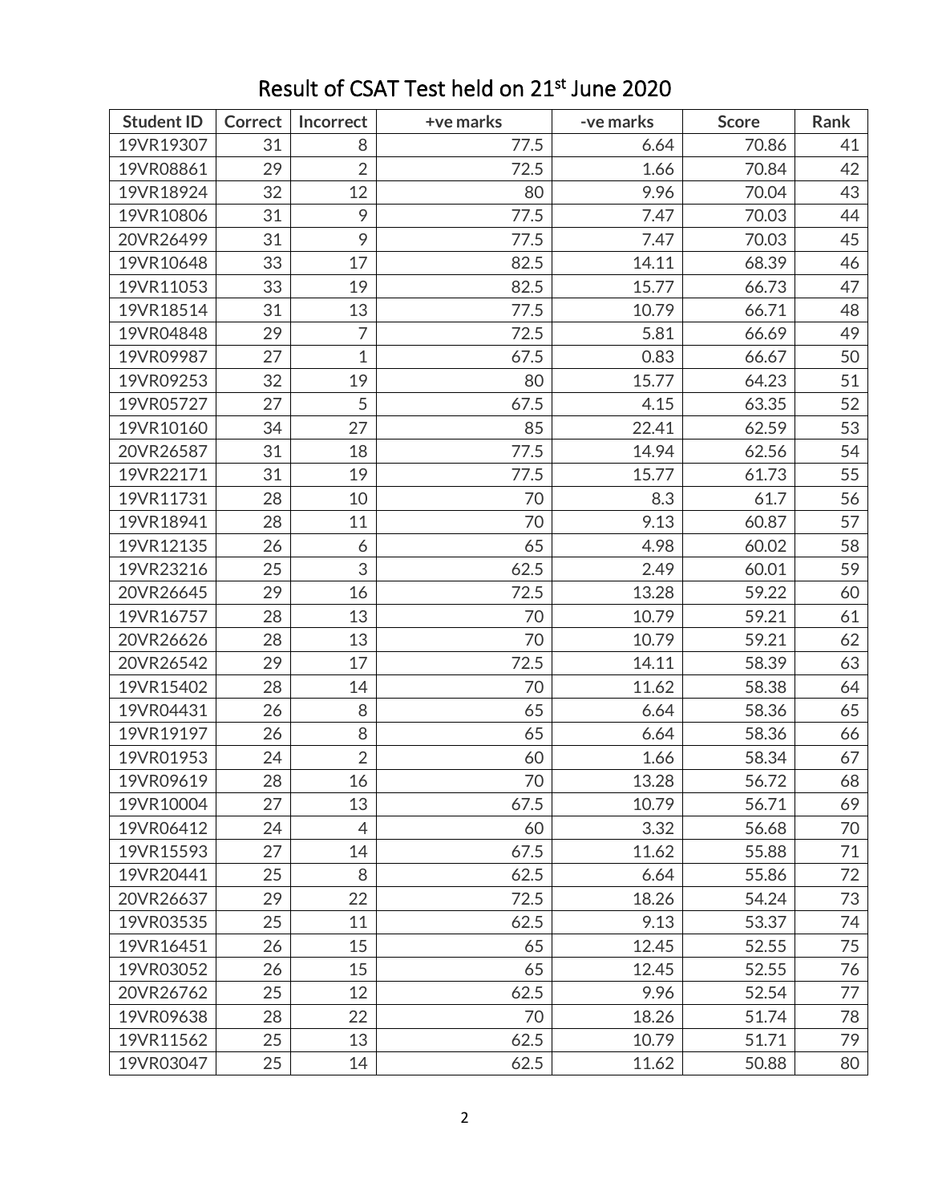# Result of CSAT Test held on 21st June 2020

| Student ID | Correct | Incorrect | +ve marks | -ve marks | Score | Rank |
|---|---|---|---|---|---|---|
| 19VR19307 | 31 | 8 | 77.5 | 6.64 | 70.86 | 41 |
| 19VR08861 | 29 | 2 | 72.5 | 1.66 | 70.84 | 42 |
| 19VR18924 | 32 | 12 | 80 | 9.96 | 70.04 | 43 |
| 19VR10806 | 31 | 9 | 77.5 | 7.47 | 70.03 | 44 |
| 20VR26499 | 31 | 9 | 77.5 | 7.47 | 70.03 | 45 |
| 19VR10648 | 33 | 17 | 82.5 | 14.11 | 68.39 | 46 |
| 19VR11053 | 33 | 19 | 82.5 | 15.77 | 66.73 | 47 |
| 19VR18514 | 31 | 13 | 77.5 | 10.79 | 66.71 | 48 |
| 19VR04848 | 29 | 7 | 72.5 | 5.81 | 66.69 | 49 |
| 19VR09987 | 27 | 1 | 67.5 | 0.83 | 66.67 | 50 |
| 19VR09253 | 32 | 19 | 80 | 15.77 | 64.23 | 51 |
| 19VR05727 | 27 | 5 | 67.5 | 4.15 | 63.35 | 52 |
| 19VR10160 | 34 | 27 | 85 | 22.41 | 62.59 | 53 |
| 20VR26587 | 31 | 18 | 77.5 | 14.94 | 62.56 | 54 |
| 19VR22171 | 31 | 19 | 77.5 | 15.77 | 61.73 | 55 |
| 19VR11731 | 28 | 10 | 70 | 8.3 | 61.7 | 56 |
| 19VR18941 | 28 | 11 | 70 | 9.13 | 60.87 | 57 |
| 19VR12135 | 26 | 6 | 65 | 4.98 | 60.02 | 58 |
| 19VR23216 | 25 | 3 | 62.5 | 2.49 | 60.01 | 59 |
| 20VR26645 | 29 | 16 | 72.5 | 13.28 | 59.22 | 60 |
| 19VR16757 | 28 | 13 | 70 | 10.79 | 59.21 | 61 |
| 20VR26626 | 28 | 13 | 70 | 10.79 | 59.21 | 62 |
| 20VR26542 | 29 | 17 | 72.5 | 14.11 | 58.39 | 63 |
| 19VR15402 | 28 | 14 | 70 | 11.62 | 58.38 | 64 |
| 19VR04431 | 26 | 8 | 65 | 6.64 | 58.36 | 65 |
| 19VR19197 | 26 | 8 | 65 | 6.64 | 58.36 | 66 |
| 19VR01953 | 24 | 2 | 60 | 1.66 | 58.34 | 67 |
| 19VR09619 | 28 | 16 | 70 | 13.28 | 56.72 | 68 |
| 19VR10004 | 27 | 13 | 67.5 | 10.79 | 56.71 | 69 |
| 19VR06412 | 24 | 4 | 60 | 3.32 | 56.68 | 70 |
| 19VR15593 | 27 | 14 | 67.5 | 11.62 | 55.88 | 71 |
| 19VR20441 | 25 | 8 | 62.5 | 6.64 | 55.86 | 72 |
| 20VR26637 | 29 | 22 | 72.5 | 18.26 | 54.24 | 73 |
| 19VR03535 | 25 | 11 | 62.5 | 9.13 | 53.37 | 74 |
| 19VR16451 | 26 | 15 | 65 | 12.45 | 52.55 | 75 |
| 19VR03052 | 26 | 15 | 65 | 12.45 | 52.55 | 76 |
| 20VR26762 | 25 | 12 | 62.5 | 9.96 | 52.54 | 77 |
| 19VR09638 | 28 | 22 | 70 | 18.26 | 51.74 | 78 |
| 19VR11562 | 25 | 13 | 62.5 | 10.79 | 51.71 | 79 |
| 19VR03047 | 25 | 14 | 62.5 | 11.62 | 50.88 | 80 |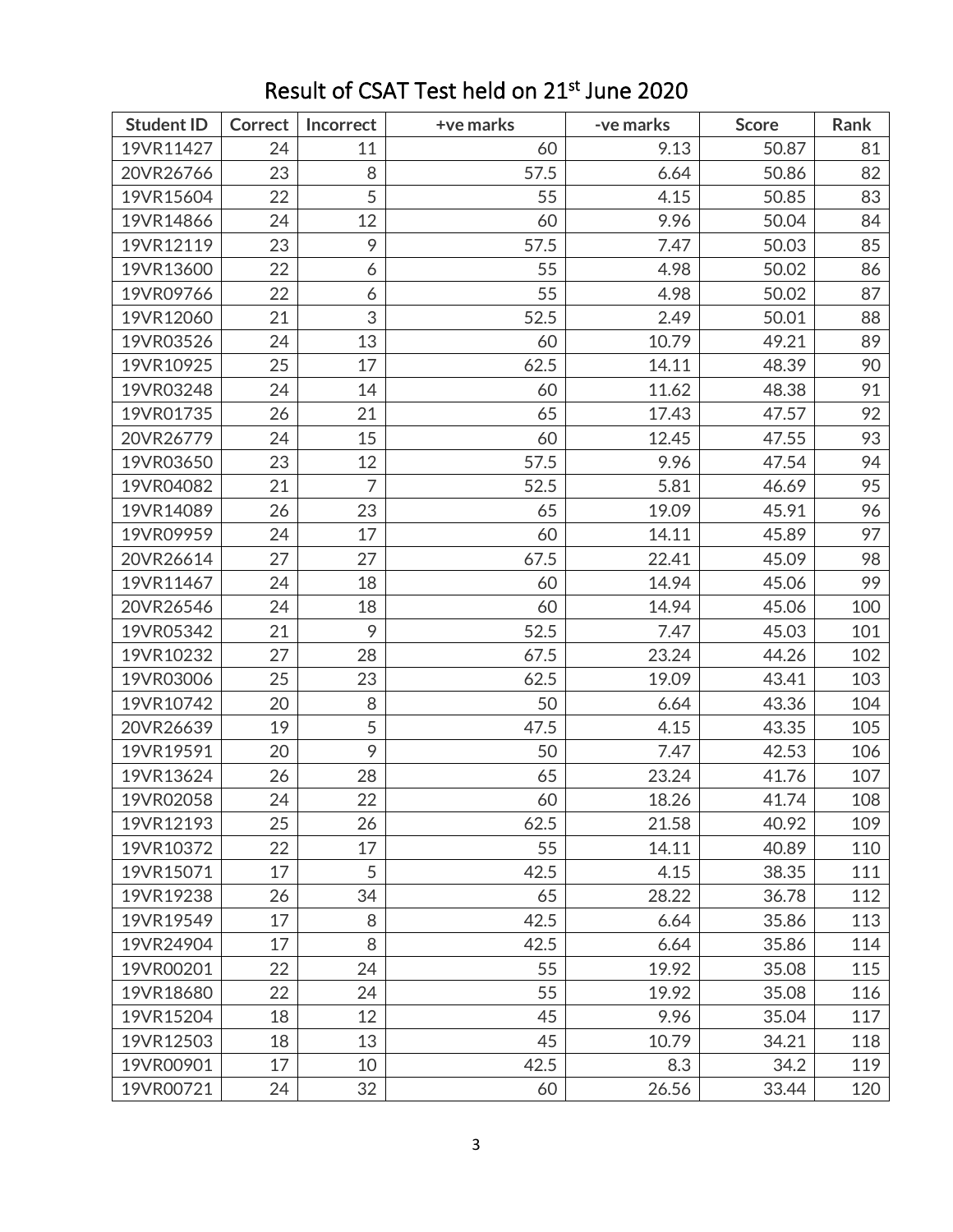# Result of CSAT Test held on 21st June 2020

| Student ID | Correct | Incorrect | +ve marks | -ve marks | Score | Rank |
|---|---|---|---|---|---|---|
| 19VR11427 | 24 | 11 | 60 | 9.13 | 50.87 | 81 |
| 20VR26766 | 23 | 8 | 57.5 | 6.64 | 50.86 | 82 |
| 19VR15604 | 22 | 5 | 55 | 4.15 | 50.85 | 83 |
| 19VR14866 | 24 | 12 | 60 | 9.96 | 50.04 | 84 |
| 19VR12119 | 23 | 9 | 57.5 | 7.47 | 50.03 | 85 |
| 19VR13600 | 22 | 6 | 55 | 4.98 | 50.02 | 86 |
| 19VR09766 | 22 | 6 | 55 | 4.98 | 50.02 | 87 |
| 19VR12060 | 21 | 3 | 52.5 | 2.49 | 50.01 | 88 |
| 19VR03526 | 24 | 13 | 60 | 10.79 | 49.21 | 89 |
| 19VR10925 | 25 | 17 | 62.5 | 14.11 | 48.39 | 90 |
| 19VR03248 | 24 | 14 | 60 | 11.62 | 48.38 | 91 |
| 19VR01735 | 26 | 21 | 65 | 17.43 | 47.57 | 92 |
| 20VR26779 | 24 | 15 | 60 | 12.45 | 47.55 | 93 |
| 19VR03650 | 23 | 12 | 57.5 | 9.96 | 47.54 | 94 |
| 19VR04082 | 21 | 7 | 52.5 | 5.81 | 46.69 | 95 |
| 19VR14089 | 26 | 23 | 65 | 19.09 | 45.91 | 96 |
| 19VR09959 | 24 | 17 | 60 | 14.11 | 45.89 | 97 |
| 20VR26614 | 27 | 27 | 67.5 | 22.41 | 45.09 | 98 |
| 19VR11467 | 24 | 18 | 60 | 14.94 | 45.06 | 99 |
| 20VR26546 | 24 | 18 | 60 | 14.94 | 45.06 | 100 |
| 19VR05342 | 21 | 9 | 52.5 | 7.47 | 45.03 | 101 |
| 19VR10232 | 27 | 28 | 67.5 | 23.24 | 44.26 | 102 |
| 19VR03006 | 25 | 23 | 62.5 | 19.09 | 43.41 | 103 |
| 19VR10742 | 20 | 8 | 50 | 6.64 | 43.36 | 104 |
| 20VR26639 | 19 | 5 | 47.5 | 4.15 | 43.35 | 105 |
| 19VR19591 | 20 | 9 | 50 | 7.47 | 42.53 | 106 |
| 19VR13624 | 26 | 28 | 65 | 23.24 | 41.76 | 107 |
| 19VR02058 | 24 | 22 | 60 | 18.26 | 41.74 | 108 |
| 19VR12193 | 25 | 26 | 62.5 | 21.58 | 40.92 | 109 |
| 19VR10372 | 22 | 17 | 55 | 14.11 | 40.89 | 110 |
| 19VR15071 | 17 | 5 | 42.5 | 4.15 | 38.35 | 111 |
| 19VR19238 | 26 | 34 | 65 | 28.22 | 36.78 | 112 |
| 19VR19549 | 17 | 8 | 42.5 | 6.64 | 35.86 | 113 |
| 19VR24904 | 17 | 8 | 42.5 | 6.64 | 35.86 | 114 |
| 19VR00201 | 22 | 24 | 55 | 19.92 | 35.08 | 115 |
| 19VR18680 | 22 | 24 | 55 | 19.92 | 35.08 | 116 |
| 19VR15204 | 18 | 12 | 45 | 9.96 | 35.04 | 117 |
| 19VR12503 | 18 | 13 | 45 | 10.79 | 34.21 | 118 |
| 19VR00901 | 17 | 10 | 42.5 | 8.3 | 34.2 | 119 |
| 19VR00721 | 24 | 32 | 60 | 26.56 | 33.44 | 120 |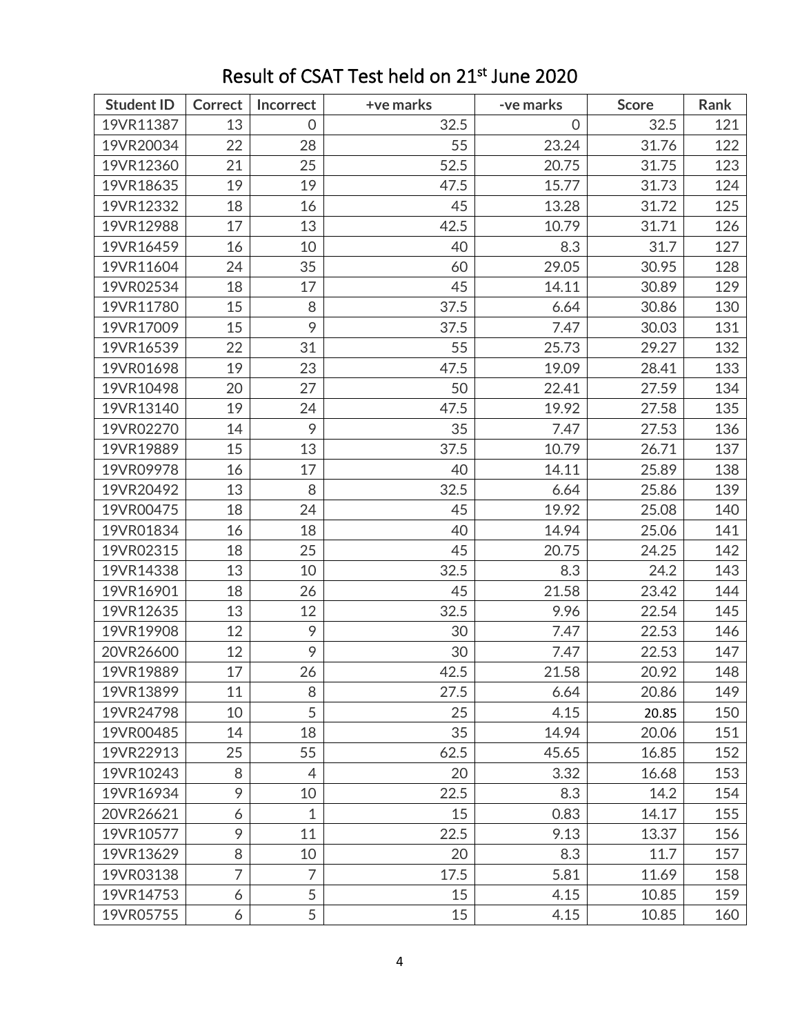## Result of CSAT Test held on 21st June 2020

| Student ID | Correct | Incorrect | +ve marks | -ve marks | Score | Rank |
|---|---|---|---|---|---|---|
| 19VR11387 | 13 | 0 | 32.5 | 0 | 32.5 | 121 |
| 19VR20034 | 22 | 28 | 55 | 23.24 | 31.76 | 122 |
| 19VR12360 | 21 | 25 | 52.5 | 20.75 | 31.75 | 123 |
| 19VR18635 | 19 | 19 | 47.5 | 15.77 | 31.73 | 124 |
| 19VR12332 | 18 | 16 | 45 | 13.28 | 31.72 | 125 |
| 19VR12988 | 17 | 13 | 42.5 | 10.79 | 31.71 | 126 |
| 19VR16459 | 16 | 10 | 40 | 8.3 | 31.7 | 127 |
| 19VR11604 | 24 | 35 | 60 | 29.05 | 30.95 | 128 |
| 19VR02534 | 18 | 17 | 45 | 14.11 | 30.89 | 129 |
| 19VR11780 | 15 | 8 | 37.5 | 6.64 | 30.86 | 130 |
| 19VR17009 | 15 | 9 | 37.5 | 7.47 | 30.03 | 131 |
| 19VR16539 | 22 | 31 | 55 | 25.73 | 29.27 | 132 |
| 19VR01698 | 19 | 23 | 47.5 | 19.09 | 28.41 | 133 |
| 19VR10498 | 20 | 27 | 50 | 22.41 | 27.59 | 134 |
| 19VR13140 | 19 | 24 | 47.5 | 19.92 | 27.58 | 135 |
| 19VR02270 | 14 | 9 | 35 | 7.47 | 27.53 | 136 |
| 19VR19889 | 15 | 13 | 37.5 | 10.79 | 26.71 | 137 |
| 19VR09978 | 16 | 17 | 40 | 14.11 | 25.89 | 138 |
| 19VR20492 | 13 | 8 | 32.5 | 6.64 | 25.86 | 139 |
| 19VR00475 | 18 | 24 | 45 | 19.92 | 25.08 | 140 |
| 19VR01834 | 16 | 18 | 40 | 14.94 | 25.06 | 141 |
| 19VR02315 | 18 | 25 | 45 | 20.75 | 24.25 | 142 |
| 19VR14338 | 13 | 10 | 32.5 | 8.3 | 24.2 | 143 |
| 19VR16901 | 18 | 26 | 45 | 21.58 | 23.42 | 144 |
| 19VR12635 | 13 | 12 | 32.5 | 9.96 | 22.54 | 145 |
| 19VR19908 | 12 | 9 | 30 | 7.47 | 22.53 | 146 |
| 20VR26600 | 12 | 9 | 30 | 7.47 | 22.53 | 147 |
| 19VR19889 | 17 | 26 | 42.5 | 21.58 | 20.92 | 148 |
| 19VR13899 | 11 | 8 | 27.5 | 6.64 | 20.86 | 149 |
| 19VR24798 | 10 | 5 | 25 | 4.15 | 20.85 | 150 |
| 19VR00485 | 14 | 18 | 35 | 14.94 | 20.06 | 151 |
| 19VR22913 | 25 | 55 | 62.5 | 45.65 | 16.85 | 152 |
| 19VR10243 | 8 | 4 | 20 | 3.32 | 16.68 | 153 |
| 19VR16934 | 9 | 10 | 22.5 | 8.3 | 14.2 | 154 |
| 20VR26621 | 6 | 1 | 15 | 0.83 | 14.17 | 155 |
| 19VR10577 | 9 | 11 | 22.5 | 9.13 | 13.37 | 156 |
| 19VR13629 | 8 | 10 | 20 | 8.3 | 11.7 | 157 |
| 19VR03138 | 7 | 7 | 17.5 | 5.81 | 11.69 | 158 |
| 19VR14753 | 6 | 5 | 15 | 4.15 | 10.85 | 159 |
| 19VR05755 | 6 | 5 | 15 | 4.15 | 10.85 | 160 |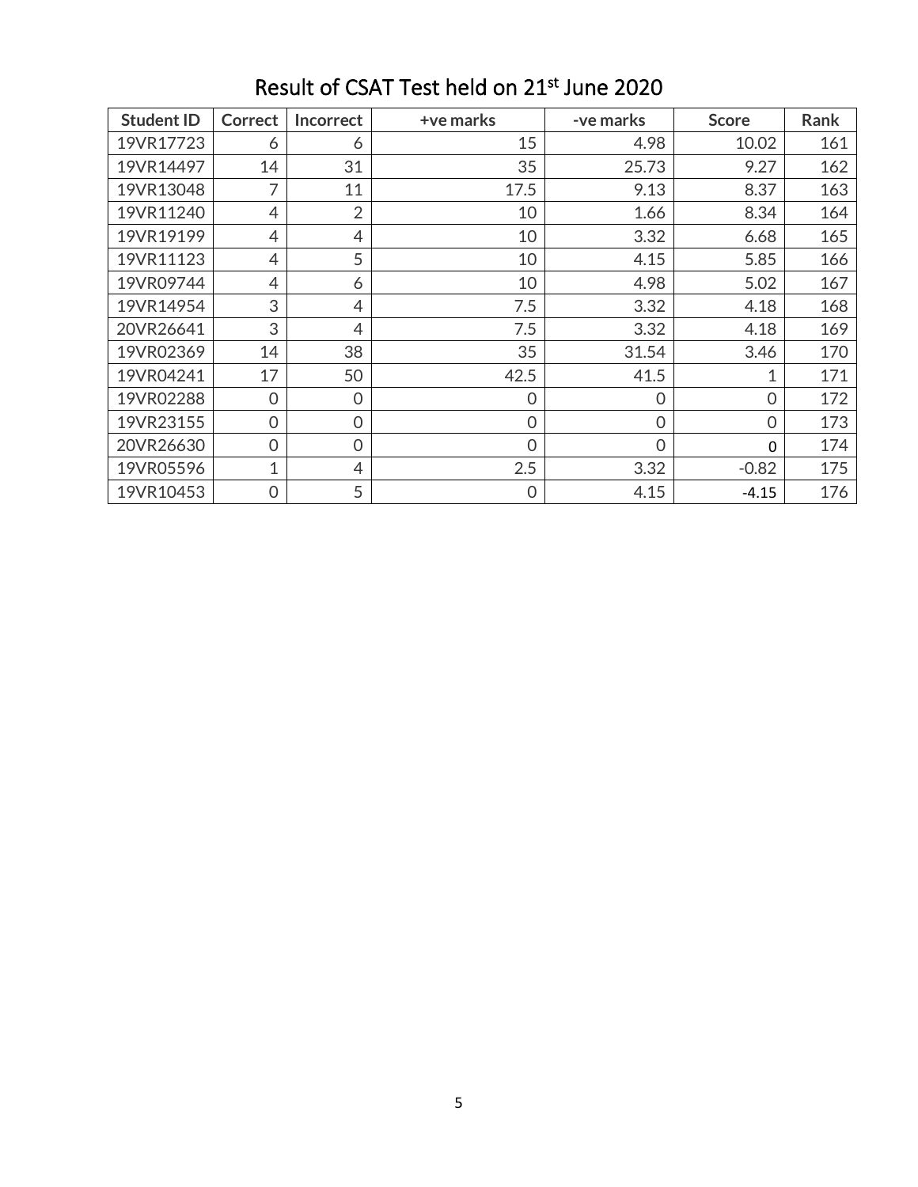# Result of CSAT Test held on 21st June 2020

| Student ID | Correct | Incorrect | +ve marks | -ve marks | Score | Rank |
|---|---|---|---|---|---|---|
| 19VR17723 | 6 | 6 | 15 | 4.98 | 10.02 | 161 |
| 19VR14497 | 14 | 31 | 35 | 25.73 | 9.27 | 162 |
| 19VR13048 | 7 | 11 | 17.5 | 9.13 | 8.37 | 163 |
| 19VR11240 | 4 | 2 | 10 | 1.66 | 8.34 | 164 |
| 19VR19199 | 4 | 4 | 10 | 3.32 | 6.68 | 165 |
| 19VR11123 | 4 | 5 | 10 | 4.15 | 5.85 | 166 |
| 19VR09744 | 4 | 6 | 10 | 4.98 | 5.02 | 167 |
| 19VR14954 | 3 | 4 | 7.5 | 3.32 | 4.18 | 168 |
| 20VR26641 | 3 | 4 | 7.5 | 3.32 | 4.18 | 169 |
| 19VR02369 | 14 | 38 | 35 | 31.54 | 3.46 | 170 |
| 19VR04241 | 17 | 50 | 42.5 | 41.5 | 1 | 171 |
| 19VR02288 | 0 | 0 | 0 | 0 | 0 | 172 |
| 19VR23155 | 0 | 0 | 0 | 0 | 0 | 173 |
| 20VR26630 | 0 | 0 | 0 | 0 | 0 | 174 |
| 19VR05596 | 1 | 4 | 2.5 | 3.32 | -0.82 | 175 |
| 19VR10453 | 0 | 5 | 0 | 4.15 | -4.15 | 176 |